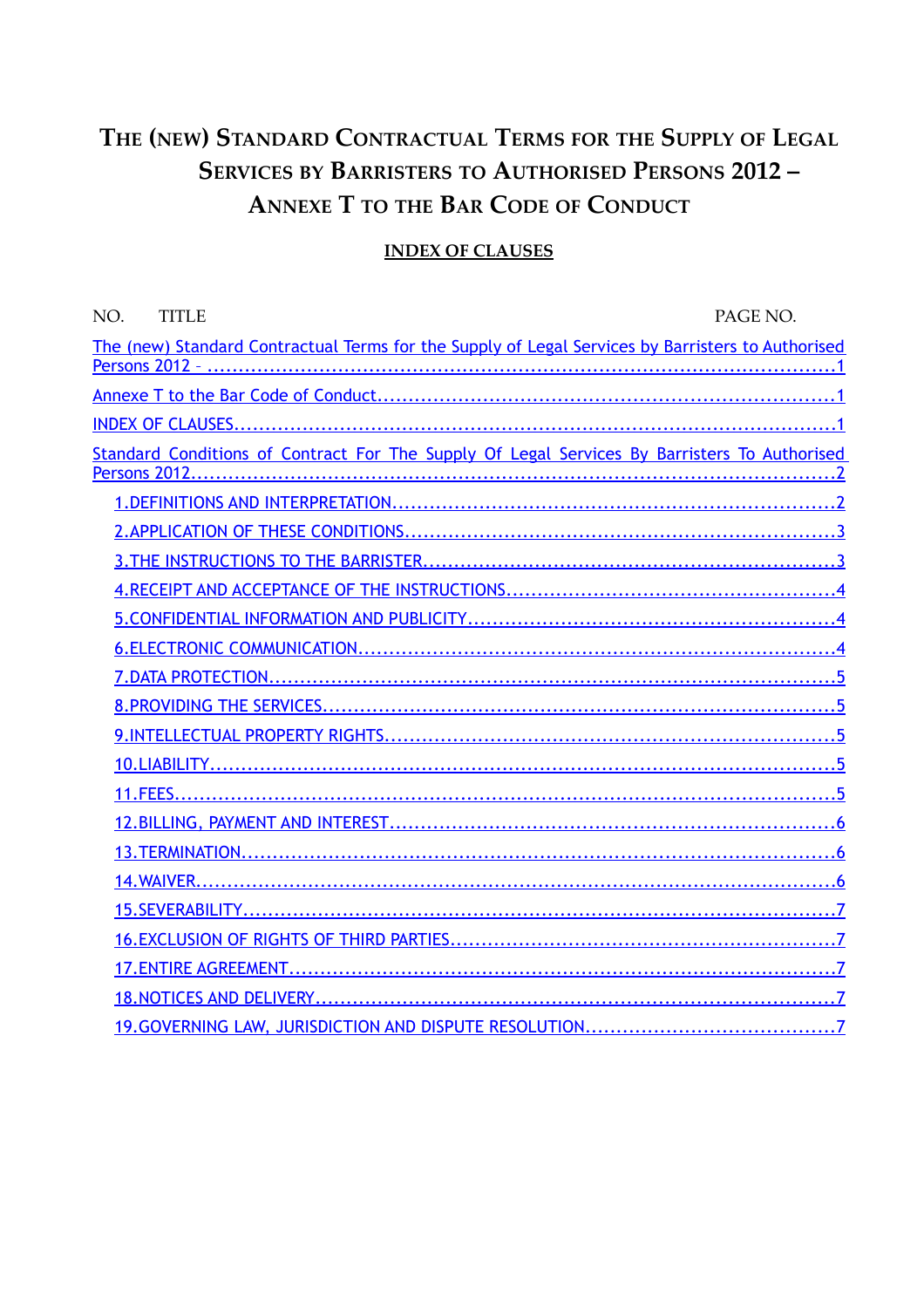# The (new) Standard Contractual Terms for the Supply of Legal Services by Barristers to Authorised Persons 2012 – Annexe T to the Bar Code of Conduct

## INDEX OF CLAUSES

| NO. TITLE | PAGE NO. |
|---|---|
| The (new) Standard Contractual Terms for the Supply of Legal Services by Barristers to Authorised Persons 2012 – | 1 |
| Annexe T to the Bar Code of Conduct | 1 |
| INDEX OF CLAUSES | 1 |
| Standard Conditions of Contract For The Supply Of Legal Services By Barristers To Authorised Persons 2012 | 2 |
| 1. DEFINITIONS AND INTERPRETATION | 2 |
| 2. APPLICATION OF THESE CONDITIONS | 3 |
| 3. THE INSTRUCTIONS TO THE BARRISTER | 3 |
| 4. RECEIPT AND ACCEPTANCE OF THE INSTRUCTIONS | 4 |
| 5. CONFIDENTIAL INFORMATION AND PUBLICITY | 4 |
| 6. ELECTRONIC COMMUNICATION | 4 |
| 7. DATA PROTECTION | 5 |
| 8. PROVIDING THE SERVICES | 5 |
| 9. INTELLECTUAL PROPERTY RIGHTS | 5 |
| 10. LIABILITY | 5 |
| 11. FEES | 5 |
| 12. BILLING, PAYMENT AND INTEREST | 6 |
| 13. TERMINATION | 6 |
| 14. WAIVER | 6 |
| 15. SEVERABILITY | 7 |
| 16. EXCLUSION OF RIGHTS OF THIRD PARTIES | 7 |
| 17. ENTIRE AGREEMENT | 7 |
| 18. NOTICES AND DELIVERY | 7 |
| 19. GOVERNING LAW, JURISDICTION AND DISPUTE RESOLUTION | 7 |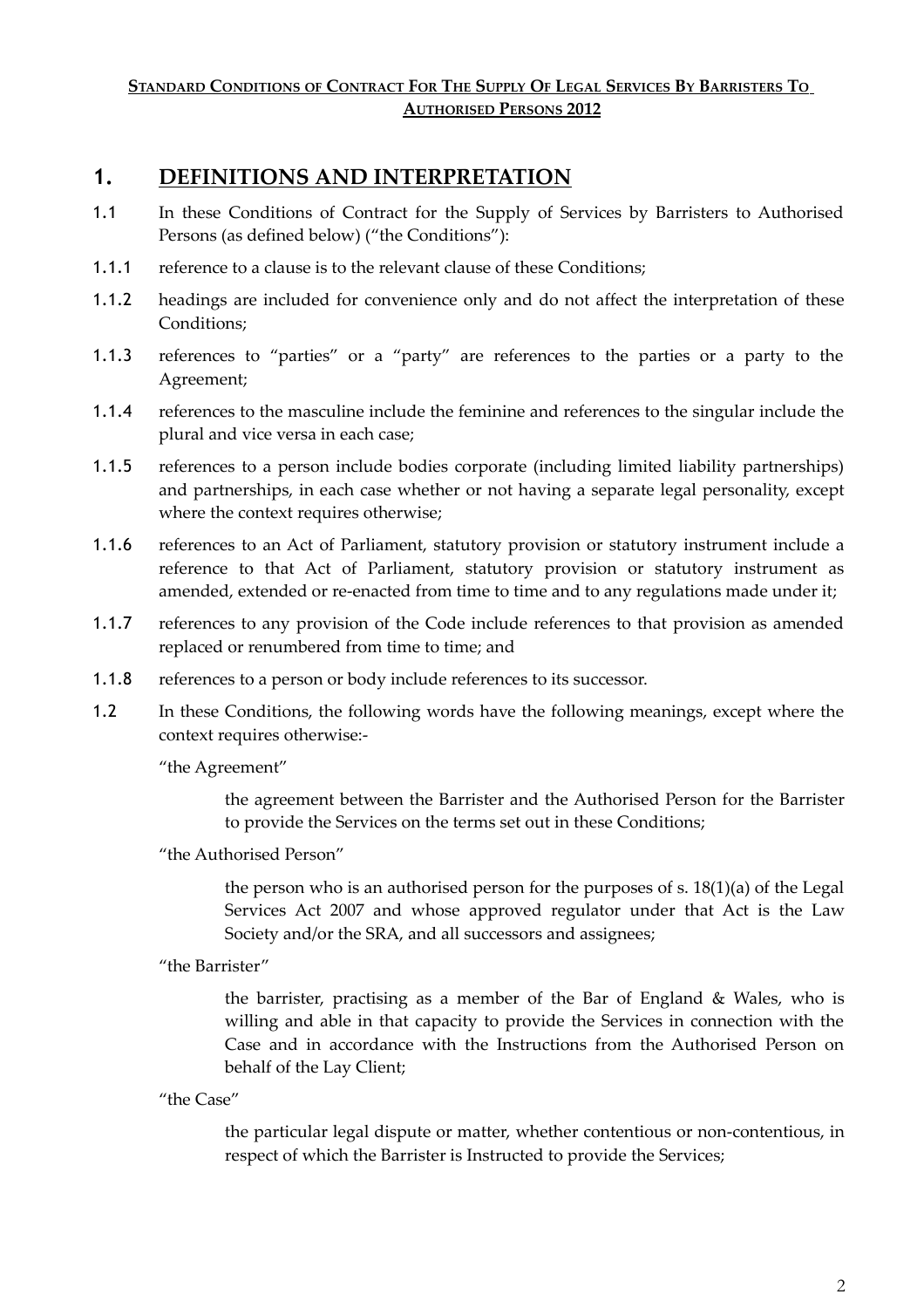**<u>STANDARD CONDITIONS OF CONTRACT FOR THE SUPPLY OF LEGAL SERVICES BY BARRISTERS TO AUTHORISED PERSONS 2012</u>**

# 1. <u>DEFINITIONS AND INTERPRETATION</u>

1.1 In these Conditions of Contract for the Supply of Services by Barristers to Authorised Persons (as defined below) ("the Conditions"):

1.1.1 reference to a clause is to the relevant clause of these Conditions;

1.1.2 headings are included for convenience only and do not affect the interpretation of these Conditions;

1.1.3 references to "parties" or a "party" are references to the parties or a party to the Agreement;

1.1.4 references to the masculine include the feminine and references to the singular include the plural and vice versa in each case;

1.1.5 references to a person include bodies corporate (including limited liability partnerships) and partnerships, in each case whether or not having a separate legal personality, except where the context requires otherwise;

1.1.6 references to an Act of Parliament, statutory provision or statutory instrument include a reference to that Act of Parliament, statutory provision or statutory instrument as amended, extended or re-enacted from time to time and to any regulations made under it;

1.1.7 references to any provision of the Code include references to that provision as amended replaced or renumbered from time to time; and

1.1.8 references to a person or body include references to its successor.

1.2 In these Conditions, the following words have the following meanings, except where the context requires otherwise:-

"the Agreement"

> the agreement between the Barrister and the Authorised Person for the Barrister to provide the Services on the terms set out in these Conditions;

"the Authorised Person"

> the person who is an authorised person for the purposes of s. 18(1)(a) of the Legal Services Act 2007 and whose approved regulator under that Act is the Law Society and/or the SRA, and all successors and assignees;

"the Barrister"

> the barrister, practising as a member of the Bar of England & Wales, who is willing and able in that capacity to provide the Services in connection with the Case and in accordance with the Instructions from the Authorised Person on behalf of the Lay Client;

"the Case"

> the particular legal dispute or matter, whether contentious or non-contentious, in respect of which the Barrister is Instructed to provide the Services;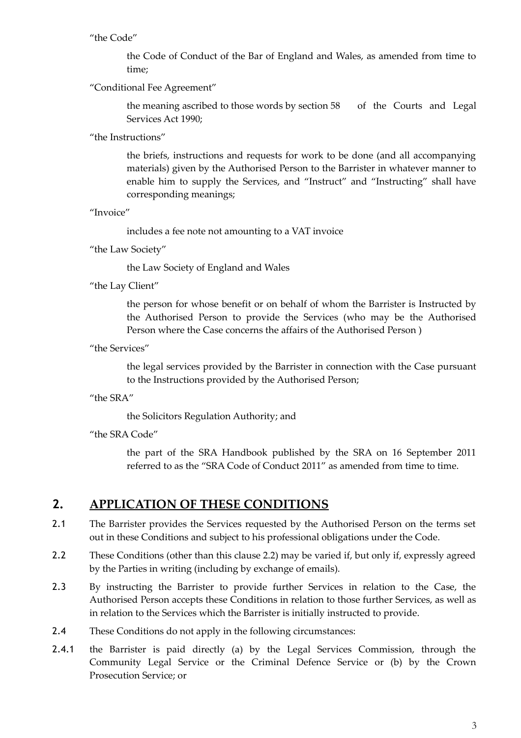"the Code"

the Code of Conduct of the Bar of England and Wales, as amended from time to time;

"Conditional Fee Agreement"

the meaning ascribed to those words by section 58 of the Courts and Legal Services Act 1990;

"the Instructions"

the briefs, instructions and requests for work to be done (and all accompanying materials) given by the Authorised Person to the Barrister in whatever manner to enable him to supply the Services, and "Instruct" and "Instructing" shall have corresponding meanings;

"Invoice"

includes a fee note not amounting to a VAT invoice

"the Law Society"

the Law Society of England and Wales

"the Lay Client"

the person for whose benefit or on behalf of whom the Barrister is Instructed by the Authorised Person to provide the Services (who may be the Authorised Person where the Case concerns the affairs of the Authorised Person )

"the Services"

the legal services provided by the Barrister in connection with the Case pursuant to the Instructions provided by the Authorised Person;

"the SRA"

the Solicitors Regulation Authority; and

"the SRA Code"

the part of the SRA Handbook published by the SRA on 16 September 2011 referred to as the "SRA Code of Conduct 2011" as amended from time to time.

## 2. APPLICATION OF THESE CONDITIONS

2.1 The Barrister provides the Services requested by the Authorised Person on the terms set out in these Conditions and subject to his professional obligations under the Code.

2.2 These Conditions (other than this clause 2.2) may be varied if, but only if, expressly agreed by the Parties in writing (including by exchange of emails).

2.3 By instructing the Barrister to provide further Services in relation to the Case, the Authorised Person accepts these Conditions in relation to those further Services, as well as in relation to the Services which the Barrister is initially instructed to provide.

2.4 These Conditions do not apply in the following circumstances:

2.4.1 the Barrister is paid directly (a) by the Legal Services Commission, through the Community Legal Service or the Criminal Defence Service or (b) by the Crown Prosecution Service; or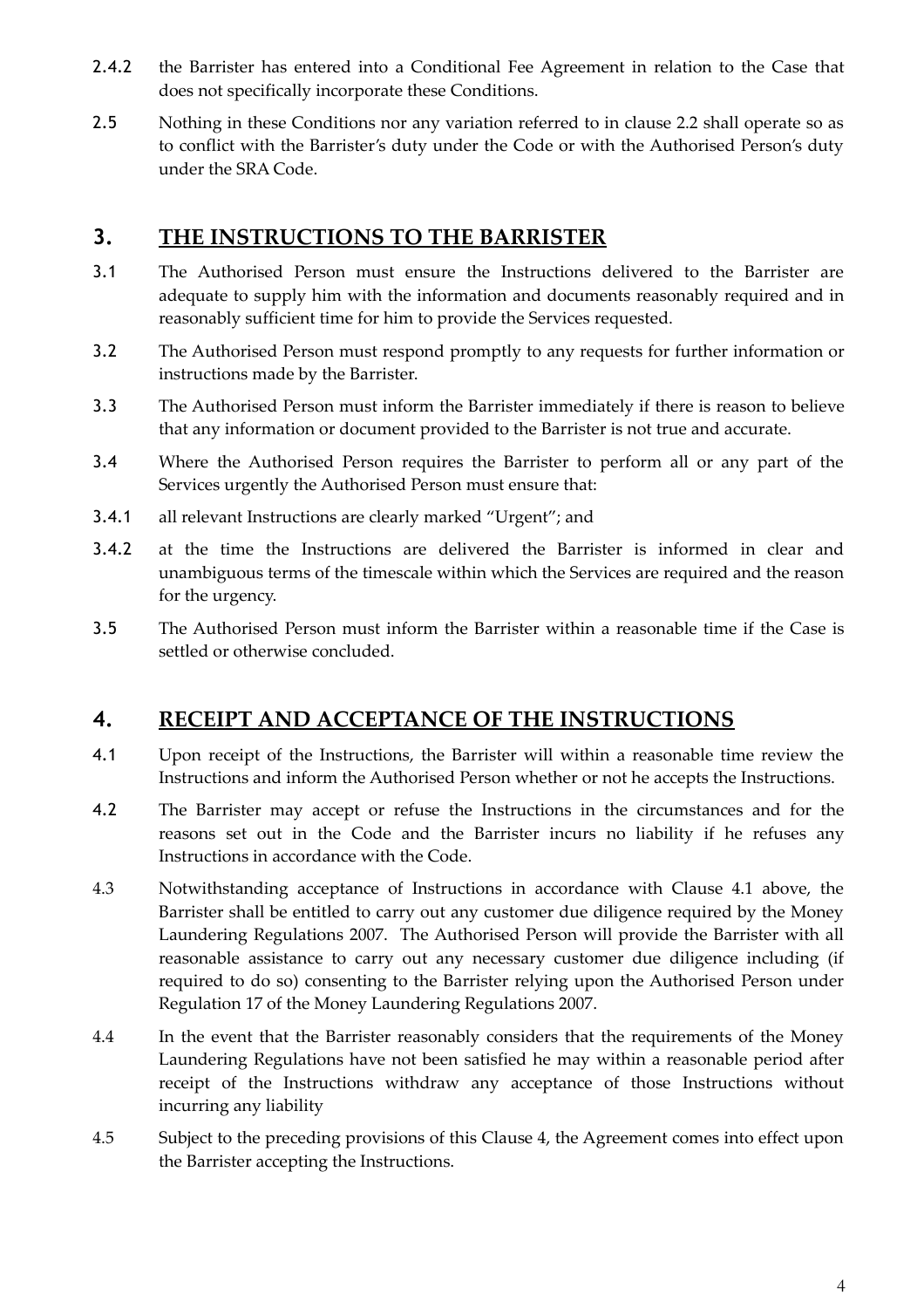2.4.2 the Barrister has entered into a Conditional Fee Agreement in relation to the Case that does not specifically incorporate these Conditions.

2.5 Nothing in these Conditions nor any variation referred to in clause 2.2 shall operate so as to conflict with the Barrister's duty under the Code or with the Authorised Person's duty under the SRA Code.

## 3. THE INSTRUCTIONS TO THE BARRISTER

3.1 The Authorised Person must ensure the Instructions delivered to the Barrister are adequate to supply him with the information and documents reasonably required and in reasonably sufficient time for him to provide the Services requested.

3.2 The Authorised Person must respond promptly to any requests for further information or instructions made by the Barrister.

3.3 The Authorised Person must inform the Barrister immediately if there is reason to believe that any information or document provided to the Barrister is not true and accurate.

3.4 Where the Authorised Person requires the Barrister to perform all or any part of the Services urgently the Authorised Person must ensure that:

3.4.1 all relevant Instructions are clearly marked "Urgent"; and

3.4.2 at the time the Instructions are delivered the Barrister is informed in clear and unambiguous terms of the timescale within which the Services are required and the reason for the urgency.

3.5 The Authorised Person must inform the Barrister within a reasonable time if the Case is settled or otherwise concluded.

## 4. RECEIPT AND ACCEPTANCE OF THE INSTRUCTIONS

4.1 Upon receipt of the Instructions, the Barrister will within a reasonable time review the Instructions and inform the Authorised Person whether or not he accepts the Instructions.

4.2 The Barrister may accept or refuse the Instructions in the circumstances and for the reasons set out in the Code and the Barrister incurs no liability if he refuses any Instructions in accordance with the Code.

4.3 Notwithstanding acceptance of Instructions in accordance with Clause 4.1 above, the Barrister shall be entitled to carry out any customer due diligence required by the Money Laundering Regulations 2007. The Authorised Person will provide the Barrister with all reasonable assistance to carry out any necessary customer due diligence including (if required to do so) consenting to the Barrister relying upon the Authorised Person under Regulation 17 of the Money Laundering Regulations 2007.

4.4 In the event that the Barrister reasonably considers that the requirements of the Money Laundering Regulations have not been satisfied he may within a reasonable period after receipt of the Instructions withdraw any acceptance of those Instructions without incurring any liability

4.5 Subject to the preceding provisions of this Clause 4, the Agreement comes into effect upon the Barrister accepting the Instructions.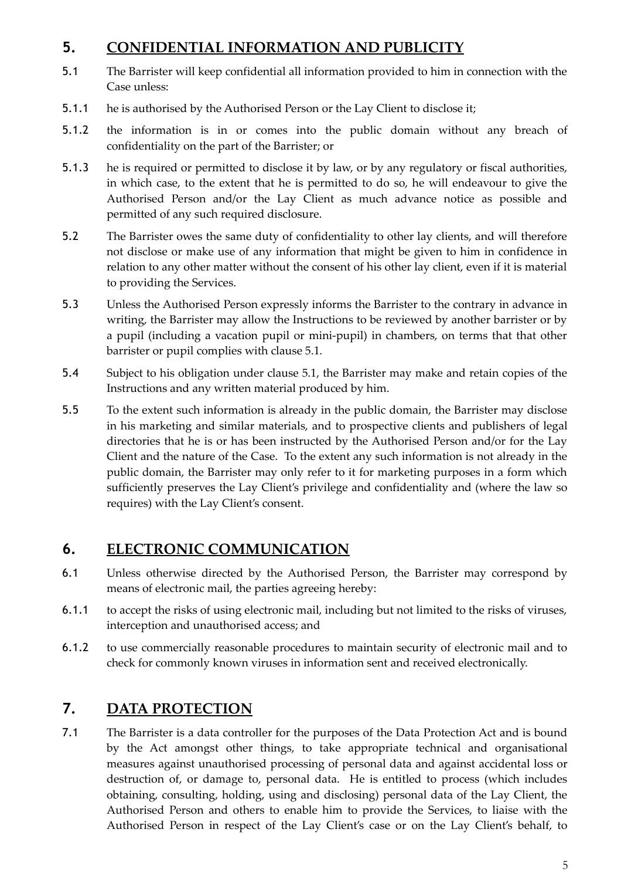## 5. CONFIDENTIAL INFORMATION AND PUBLICITY

5.1 The Barrister will keep confidential all information provided to him in connection with the Case unless:

5.1.1 he is authorised by the Authorised Person or the Lay Client to disclose it;

5.1.2 the information is in or comes into the public domain without any breach of confidentiality on the part of the Barrister; or

5.1.3 he is required or permitted to disclose it by law, or by any regulatory or fiscal authorities, in which case, to the extent that he is permitted to do so, he will endeavour to give the Authorised Person and/or the Lay Client as much advance notice as possible and permitted of any such required disclosure.

5.2 The Barrister owes the same duty of confidentiality to other lay clients, and will therefore not disclose or make use of any information that might be given to him in confidence in relation to any other matter without the consent of his other lay client, even if it is material to providing the Services.

5.3 Unless the Authorised Person expressly informs the Barrister to the contrary in advance in writing, the Barrister may allow the Instructions to be reviewed by another barrister or by a pupil (including a vacation pupil or mini-pupil) in chambers, on terms that that other barrister or pupil complies with clause 5.1.

5.4 Subject to his obligation under clause 5.1, the Barrister may make and retain copies of the Instructions and any written material produced by him.

5.5 To the extent such information is already in the public domain, the Barrister may disclose in his marketing and similar materials, and to prospective clients and publishers of legal directories that he is or has been instructed by the Authorised Person and/or for the Lay Client and the nature of the Case. To the extent any such information is not already in the public domain, the Barrister may only refer to it for marketing purposes in a form which sufficiently preserves the Lay Client's privilege and confidentiality and (where the law so requires) with the Lay Client's consent.

## 6. ELECTRONIC COMMUNICATION

6.1 Unless otherwise directed by the Authorised Person, the Barrister may correspond by means of electronic mail, the parties agreeing hereby:

6.1.1 to accept the risks of using electronic mail, including but not limited to the risks of viruses, interception and unauthorised access; and

6.1.2 to use commercially reasonable procedures to maintain security of electronic mail and to check for commonly known viruses in information sent and received electronically.

## 7. DATA PROTECTION

7.1 The Barrister is a data controller for the purposes of the Data Protection Act and is bound by the Act amongst other things, to take appropriate technical and organisational measures against unauthorised processing of personal data and against accidental loss or destruction of, or damage to, personal data. He is entitled to process (which includes obtaining, consulting, holding, using and disclosing) personal data of the Lay Client, the Authorised Person and others to enable him to provide the Services, to liaise with the Authorised Person in respect of the Lay Client's case or on the Lay Client's behalf, to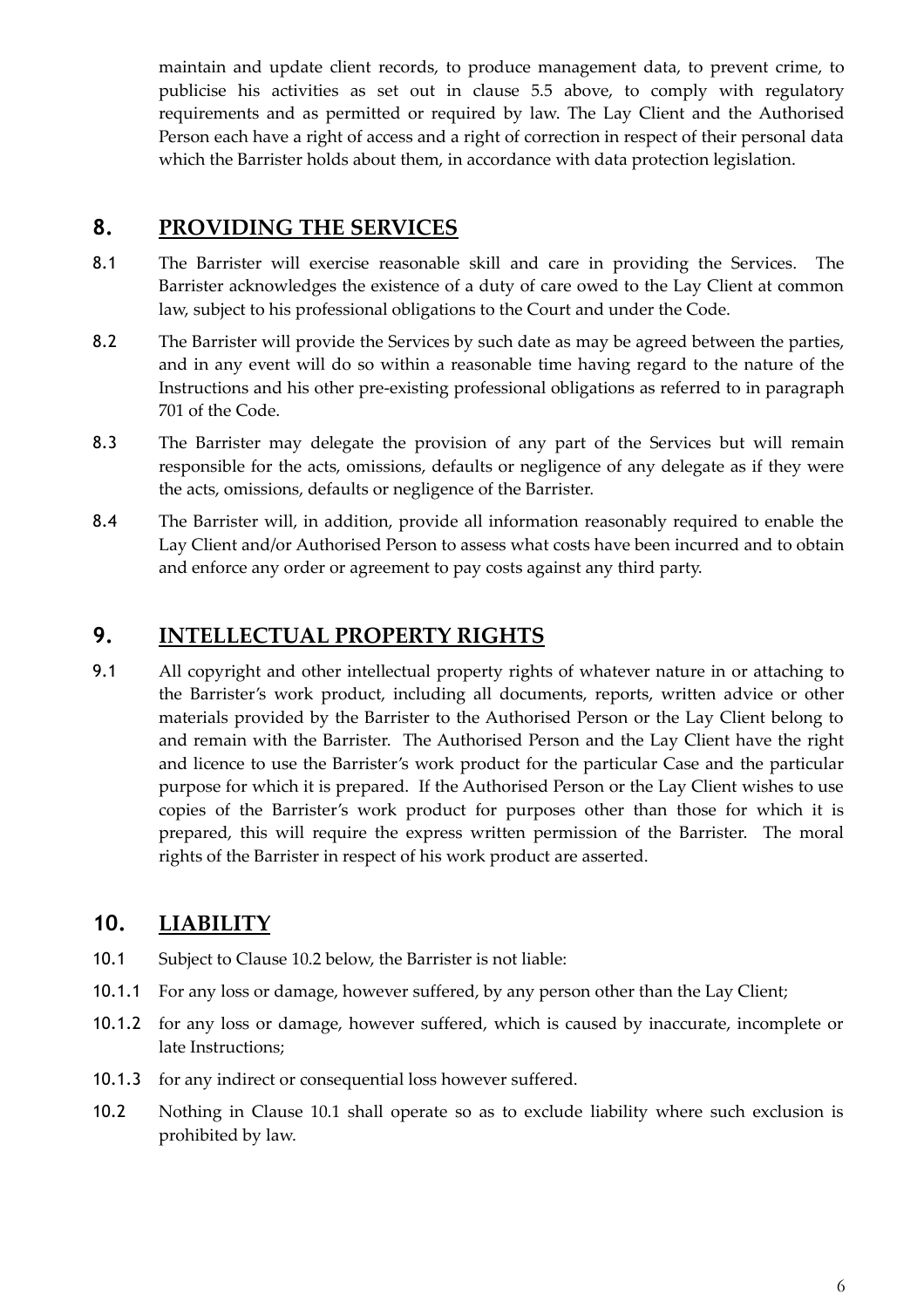maintain and update client records, to produce management data, to prevent crime, to publicise his activities as set out in clause 5.5 above, to comply with regulatory requirements and as permitted or required by law. The Lay Client and the Authorised Person each have a right of access and a right of correction in respect of their personal data which the Barrister holds about them, in accordance with data protection legislation.

## 8. PROVIDING THE SERVICES

8.1 The Barrister will exercise reasonable skill and care in providing the Services. The Barrister acknowledges the existence of a duty of care owed to the Lay Client at common law, subject to his professional obligations to the Court and under the Code.

8.2 The Barrister will provide the Services by such date as may be agreed between the parties, and in any event will do so within a reasonable time having regard to the nature of the Instructions and his other pre-existing professional obligations as referred to in paragraph 701 of the Code.

8.3 The Barrister may delegate the provision of any part of the Services but will remain responsible for the acts, omissions, defaults or negligence of any delegate as if they were the acts, omissions, defaults or negligence of the Barrister.

8.4 The Barrister will, in addition, provide all information reasonably required to enable the Lay Client and/or Authorised Person to assess what costs have been incurred and to obtain and enforce any order or agreement to pay costs against any third party.

## 9. INTELLECTUAL PROPERTY RIGHTS

9.1 All copyright and other intellectual property rights of whatever nature in or attaching to the Barrister's work product, including all documents, reports, written advice or other materials provided by the Barrister to the Authorised Person or the Lay Client belong to and remain with the Barrister. The Authorised Person and the Lay Client have the right and licence to use the Barrister's work product for the particular Case and the particular purpose for which it is prepared. If the Authorised Person or the Lay Client wishes to use copies of the Barrister's work product for purposes other than those for which it is prepared, this will require the express written permission of the Barrister. The moral rights of the Barrister in respect of his work product are asserted.

## 10. LIABILITY

10.1 Subject to Clause 10.2 below, the Barrister is not liable:

10.1.1 For any loss or damage, however suffered, by any person other than the Lay Client;

10.1.2 for any loss or damage, however suffered, which is caused by inaccurate, incomplete or late Instructions;

10.1.3 for any indirect or consequential loss however suffered.

10.2 Nothing in Clause 10.1 shall operate so as to exclude liability where such exclusion is prohibited by law.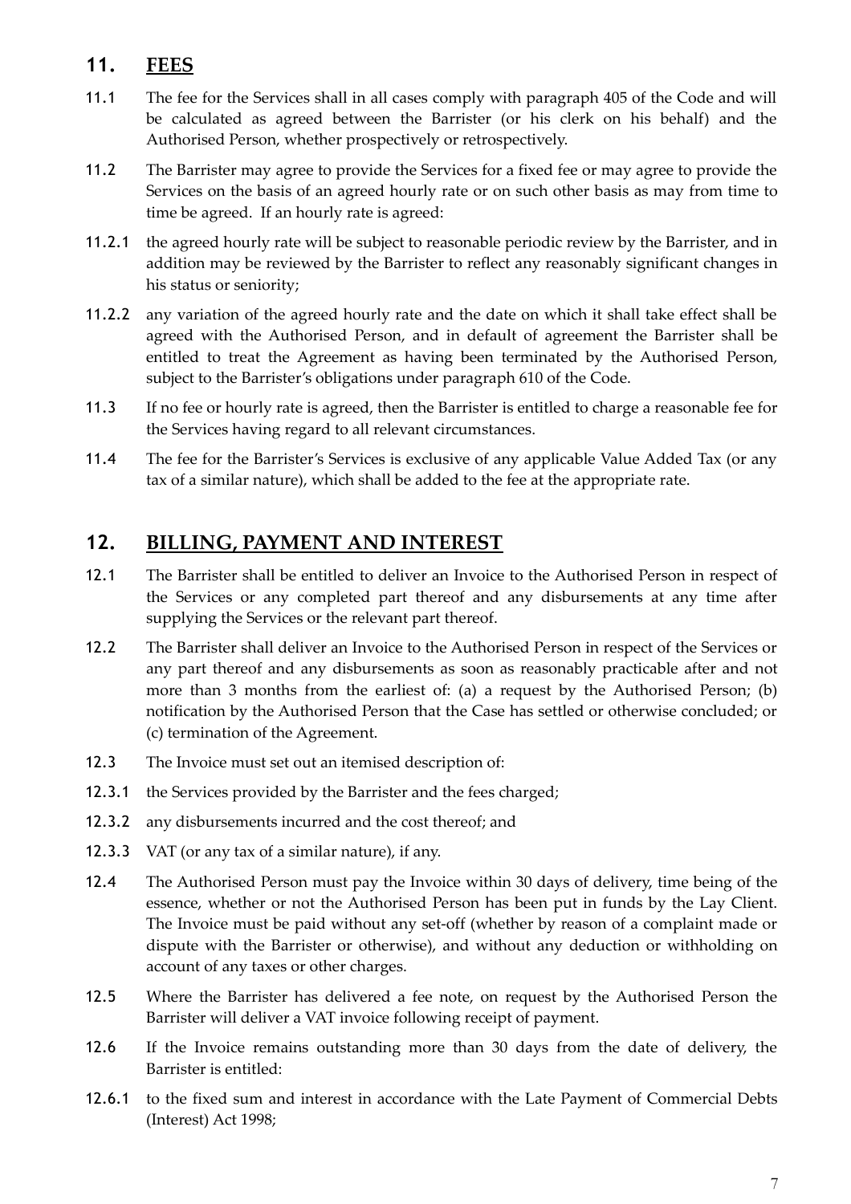## 11. FEES

11.1 The fee for the Services shall in all cases comply with paragraph 405 of the Code and will be calculated as agreed between the Barrister (or his clerk on his behalf) and the Authorised Person, whether prospectively or retrospectively.

11.2 The Barrister may agree to provide the Services for a fixed fee or may agree to provide the Services on the basis of an agreed hourly rate or on such other basis as may from time to time be agreed. If an hourly rate is agreed:

11.2.1 the agreed hourly rate will be subject to reasonable periodic review by the Barrister, and in addition may be reviewed by the Barrister to reflect any reasonably significant changes in his status or seniority;

11.2.2 any variation of the agreed hourly rate and the date on which it shall take effect shall be agreed with the Authorised Person, and in default of agreement the Barrister shall be entitled to treat the Agreement as having been terminated by the Authorised Person, subject to the Barrister's obligations under paragraph 610 of the Code.

11.3 If no fee or hourly rate is agreed, then the Barrister is entitled to charge a reasonable fee for the Services having regard to all relevant circumstances.

11.4 The fee for the Barrister's Services is exclusive of any applicable Value Added Tax (or any tax of a similar nature), which shall be added to the fee at the appropriate rate.

## 12. BILLING, PAYMENT AND INTEREST

12.1 The Barrister shall be entitled to deliver an Invoice to the Authorised Person in respect of the Services or any completed part thereof and any disbursements at any time after supplying the Services or the relevant part thereof.

12.2 The Barrister shall deliver an Invoice to the Authorised Person in respect of the Services or any part thereof and any disbursements as soon as reasonably practicable after and not more than 3 months from the earliest of: (a) a request by the Authorised Person; (b) notification by the Authorised Person that the Case has settled or otherwise concluded; or (c) termination of the Agreement.

12.3 The Invoice must set out an itemised description of:

12.3.1 the Services provided by the Barrister and the fees charged;

12.3.2 any disbursements incurred and the cost thereof; and

12.3.3 VAT (or any tax of a similar nature), if any.

12.4 The Authorised Person must pay the Invoice within 30 days of delivery, time being of the essence, whether or not the Authorised Person has been put in funds by the Lay Client. The Invoice must be paid without any set-off (whether by reason of a complaint made or dispute with the Barrister or otherwise), and without any deduction or withholding on account of any taxes or other charges.

12.5 Where the Barrister has delivered a fee note, on request by the Authorised Person the Barrister will deliver a VAT invoice following receipt of payment.

12.6 If the Invoice remains outstanding more than 30 days from the date of delivery, the Barrister is entitled:

12.6.1 to the fixed sum and interest in accordance with the Late Payment of Commercial Debts (Interest) Act 1998;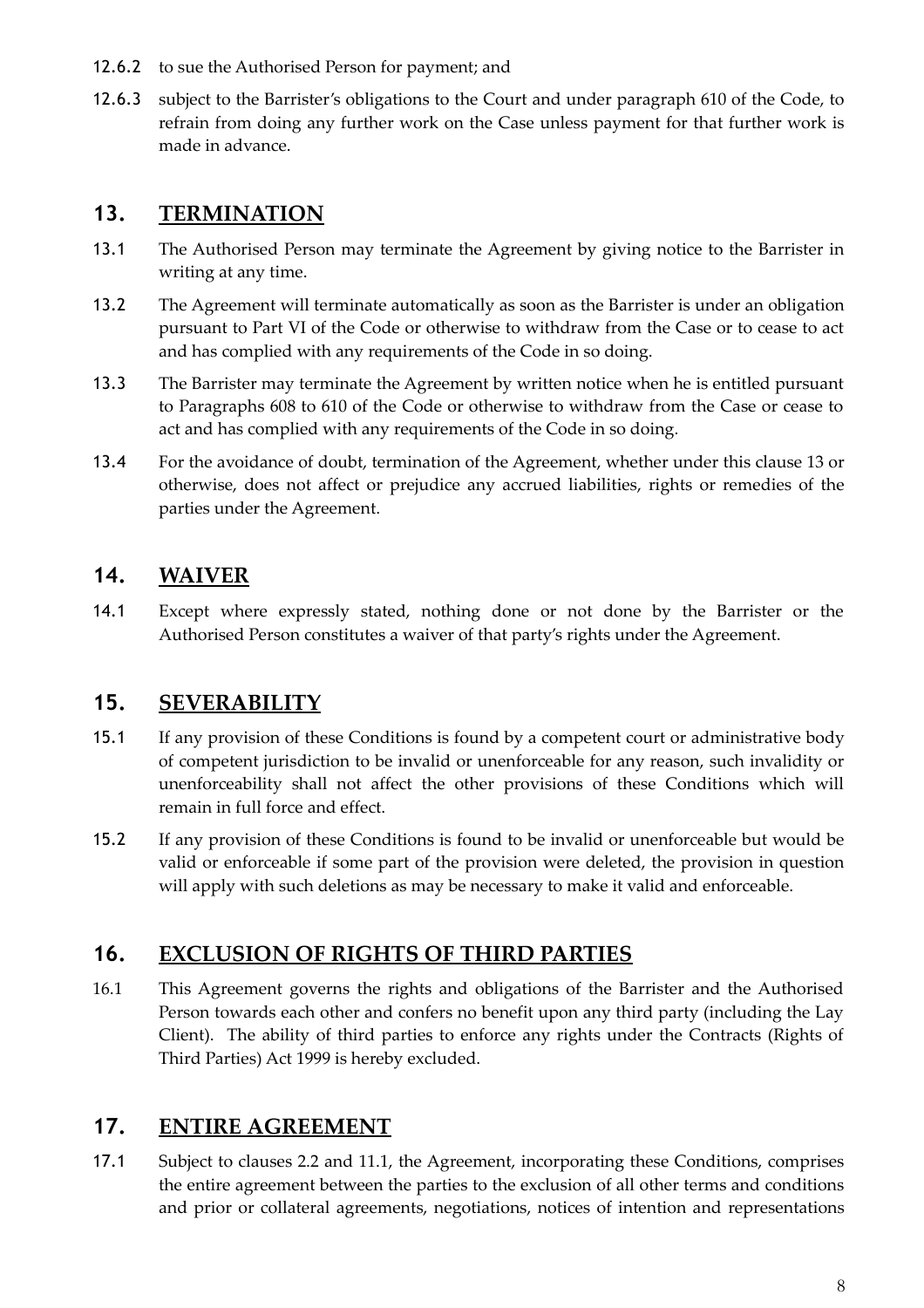12.6.2 to sue the Authorised Person for payment; and

12.6.3 subject to the Barrister's obligations to the Court and under paragraph 610 of the Code, to refrain from doing any further work on the Case unless payment for that further work is made in advance.

## 13. TERMINATION

13.1 The Authorised Person may terminate the Agreement by giving notice to the Barrister in writing at any time.

13.2 The Agreement will terminate automatically as soon as the Barrister is under an obligation pursuant to Part VI of the Code or otherwise to withdraw from the Case or to cease to act and has complied with any requirements of the Code in so doing.

13.3 The Barrister may terminate the Agreement by written notice when he is entitled pursuant to Paragraphs 608 to 610 of the Code or otherwise to withdraw from the Case or cease to act and has complied with any requirements of the Code in so doing.

13.4 For the avoidance of doubt, termination of the Agreement, whether under this clause 13 or otherwise, does not affect or prejudice any accrued liabilities, rights or remedies of the parties under the Agreement.

## 14. WAIVER

14.1 Except where expressly stated, nothing done or not done by the Barrister or the Authorised Person constitutes a waiver of that party's rights under the Agreement.

## 15. SEVERABILITY

15.1 If any provision of these Conditions is found by a competent court or administrative body of competent jurisdiction to be invalid or unenforceable for any reason, such invalidity or unenforceability shall not affect the other provisions of these Conditions which will remain in full force and effect.

15.2 If any provision of these Conditions is found to be invalid or unenforceable but would be valid or enforceable if some part of the provision were deleted, the provision in question will apply with such deletions as may be necessary to make it valid and enforceable.

## 16. EXCLUSION OF RIGHTS OF THIRD PARTIES

16.1 This Agreement governs the rights and obligations of the Barrister and the Authorised Person towards each other and confers no benefit upon any third party (including the Lay Client). The ability of third parties to enforce any rights under the Contracts (Rights of Third Parties) Act 1999 is hereby excluded.

## 17. ENTIRE AGREEMENT

17.1 Subject to clauses 2.2 and 11.1, the Agreement, incorporating these Conditions, comprises the entire agreement between the parties to the exclusion of all other terms and conditions and prior or collateral agreements, negotiations, notices of intention and representations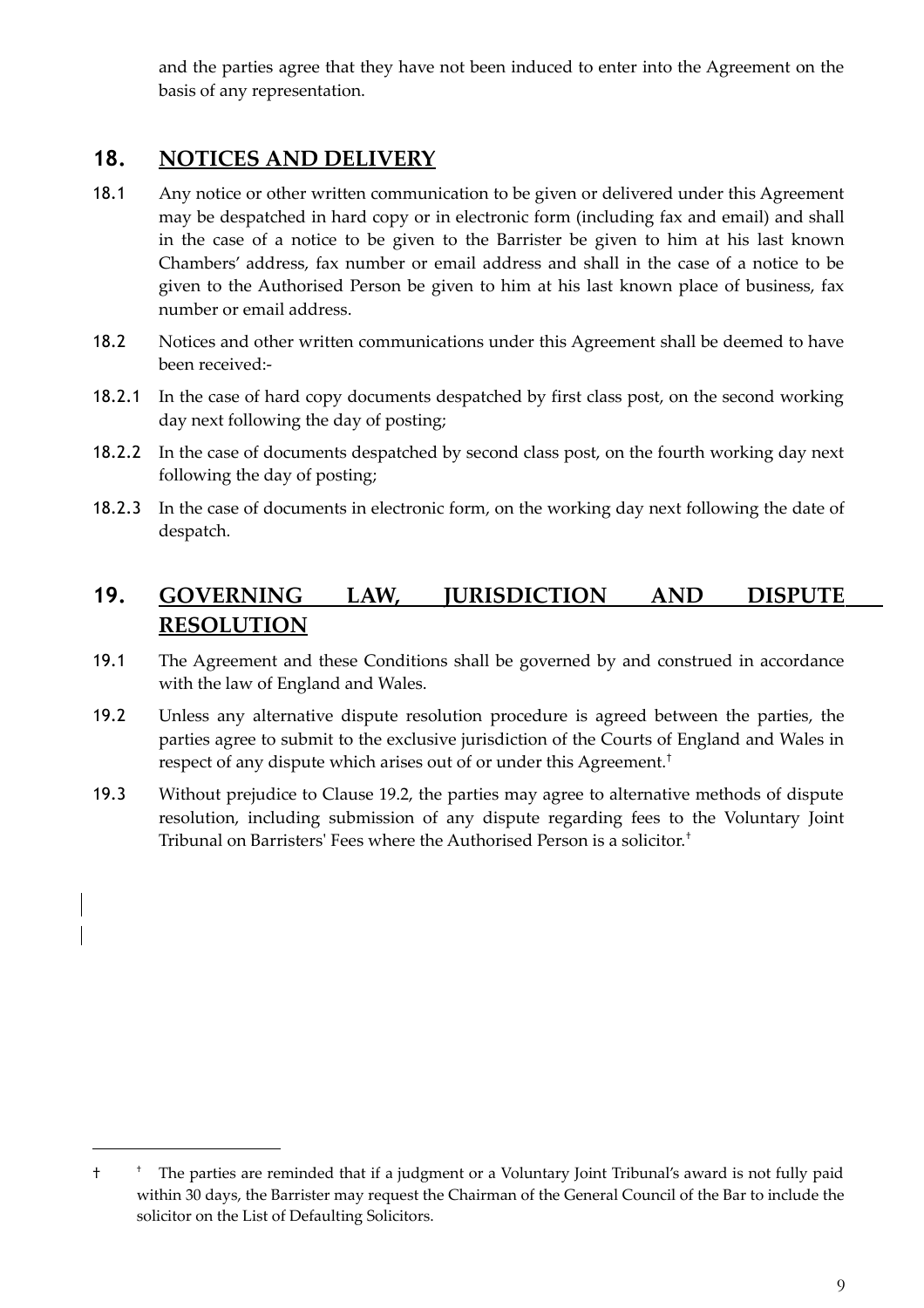and the parties agree that they have not been induced to enter into the Agreement on the basis of any representation.

## 18. NOTICES AND DELIVERY

18.1 Any notice or other written communication to be given or delivered under this Agreement may be despatched in hard copy or in electronic form (including fax and email) and shall in the case of a notice to be given to the Barrister be given to him at his last known Chambers' address, fax number or email address and shall in the case of a notice to be given to the Authorised Person be given to him at his last known place of business, fax number or email address.

18.2 Notices and other written communications under this Agreement shall be deemed to have been received:-

18.2.1 In the case of hard copy documents despatched by first class post, on the second working day next following the day of posting;

18.2.2 In the case of documents despatched by second class post, on the fourth working day next following the day of posting;

18.2.3 In the case of documents in electronic form, on the working day next following the date of despatch.

## 19. GOVERNING LAW, JURISDICTION AND DISPUTE RESOLUTION

19.1 The Agreement and these Conditions shall be governed by and construed in accordance with the law of England and Wales.

19.2 Unless any alternative dispute resolution procedure is agreed between the parties, the parties agree to submit to the exclusive jurisdiction of the Courts of England and Wales in respect of any dispute which arises out of or under this Agreement.[†]

19.3 Without prejudice to Clause 19.2, the parties may agree to alternative methods of dispute resolution, including submission of any dispute regarding fees to the Voluntary Joint Tribunal on Barristers' Fees where the Authorised Person is a solicitor.[†]

---

[†] The parties are reminded that if a judgment or a Voluntary Joint Tribunal's award is not fully paid within 30 days, the Barrister may request the Chairman of the General Council of the Bar to include the solicitor on the List of Defaulting Solicitors.